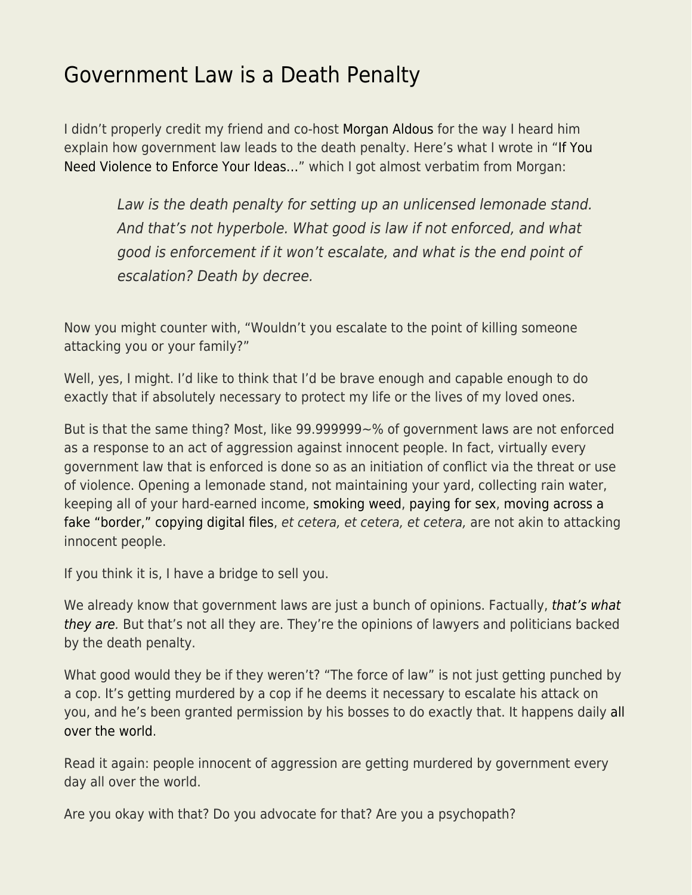# Government Law is a Death Penalty

I didn't properly credit my friend and co-host Morgan Aldous for the way I heard him explain how government law leads to the death penalty. Here's what I wrote in "If You Need Violence to Enforce Your Ideas…" which I got almost verbatim from Morgan:

> *Law is the death penalty for setting up an unlicensed lemonade stand. And that's not hyperbole. What good is law if not enforced, and what good is enforcement if it won't escalate, and what is the end point of escalation? Death by decree.*

Now you might counter with, "Wouldn't you escalate to the point of killing someone attacking you or your family?"

Well, yes, I might. I'd like to think that I'd be brave enough and capable enough to do exactly that if absolutely necessary to protect my life or the lives of my loved ones.

But is that the same thing? Most, like 99.999999~% of government laws are not enforced as a response to an act of aggression against innocent people. In fact, virtually every government law that is enforced is done so as an initiation of conflict via the threat or use of violence. Opening a lemonade stand, not maintaining your yard, collecting rain water, keeping all of your hard-earned income, smoking weed, paying for sex, moving across a fake "border," copying digital files, *et cetera, et cetera, et cetera,* are not akin to attacking innocent people.

If you think it is, I have a bridge to sell you.

We already know that government laws are just a bunch of opinions. Factually, *that's what they are.* But that's not all they are. They're the opinions of lawyers and politicians backed by the death penalty.

What good would they be if they weren't? "The force of law" is not just getting punched by a cop. It's getting murdered by a cop if he deems it necessary to escalate his attack on you, and he's been granted permission by his bosses to do exactly that. It happens daily all over the world.

Read it again: people innocent of aggression are getting murdered by government every day all over the world.

Are you okay with that? Do you advocate for that? Are you a psychopath?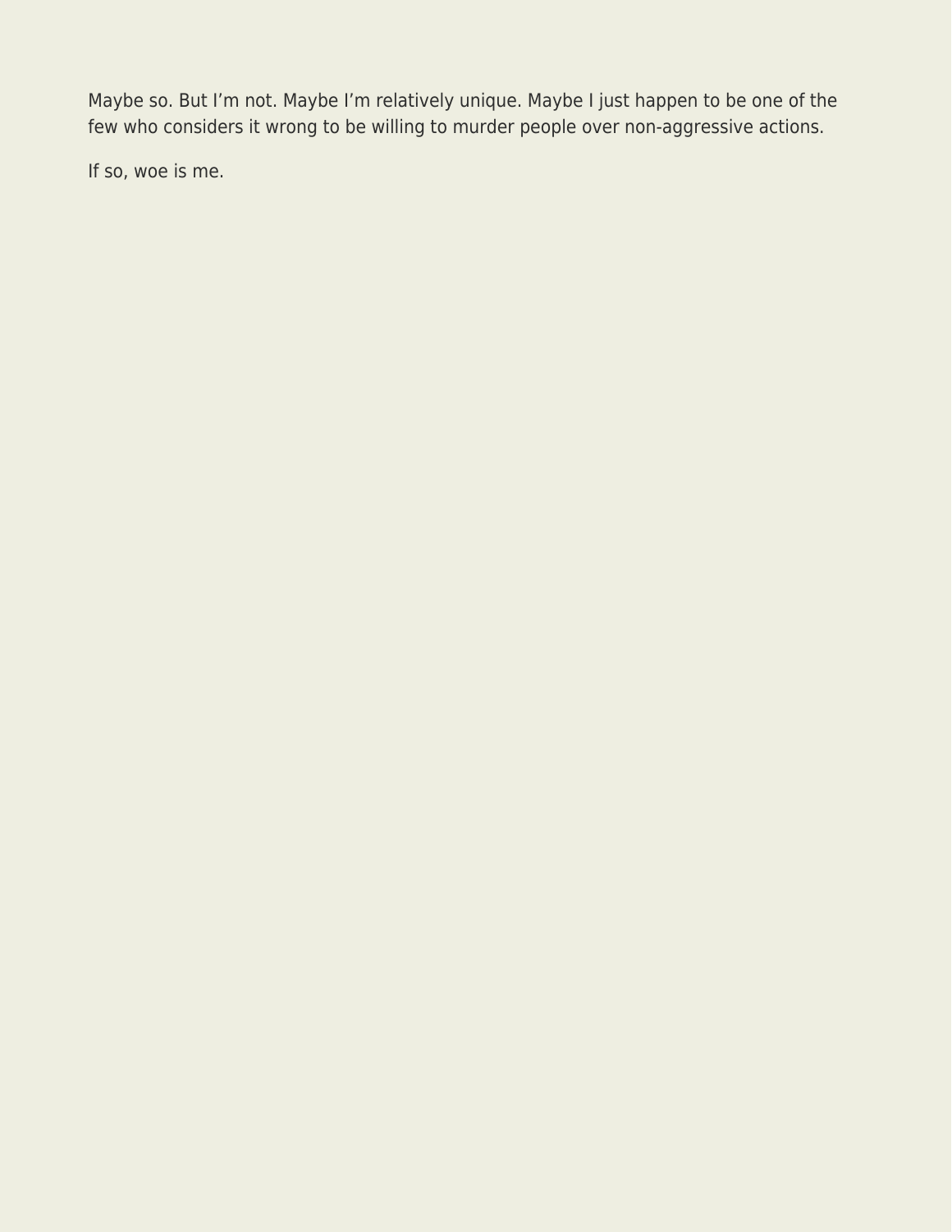Maybe so. But I’m not. Maybe I’m relatively unique. Maybe I just happen to be one of the few who considers it wrong to be willing to murder people over non-aggressive actions.

If so, woe is me.